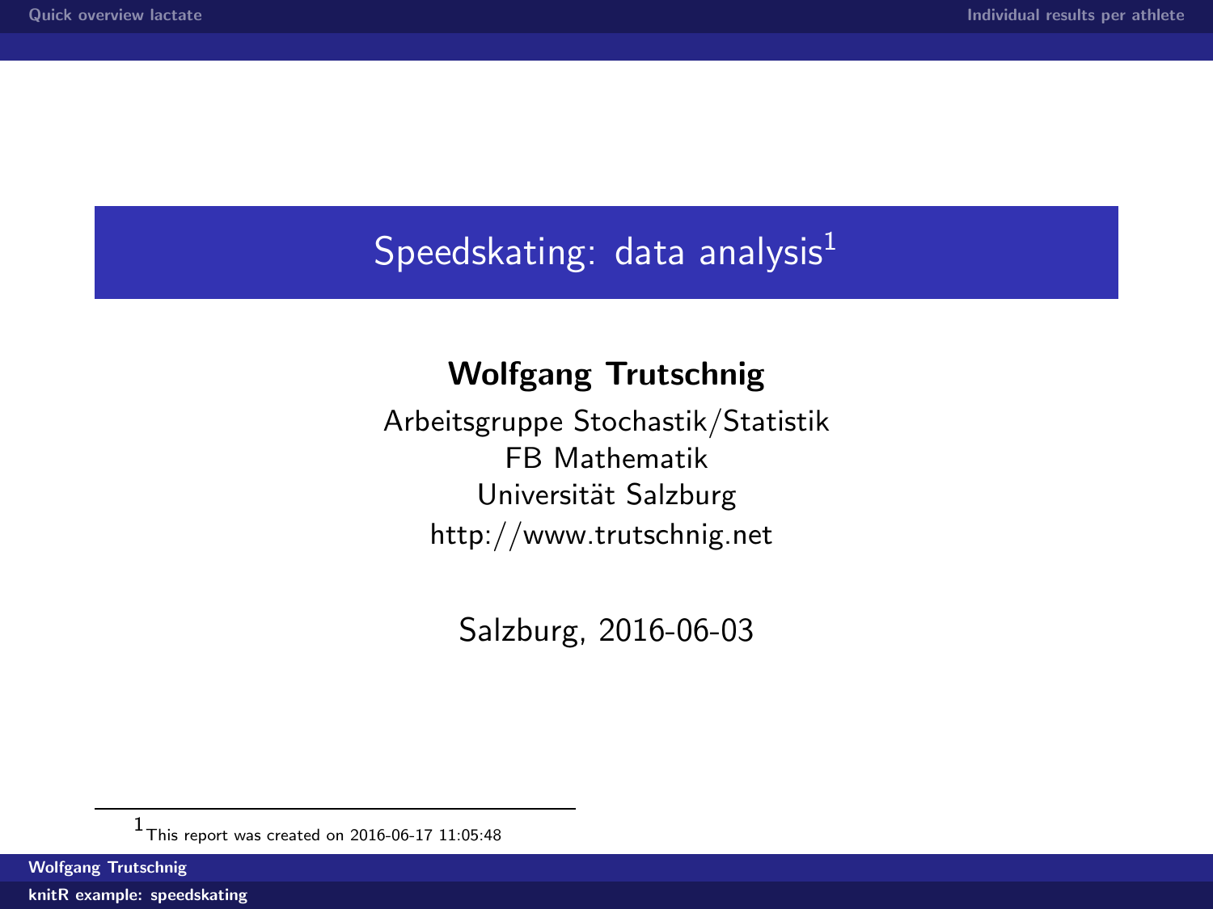# Speedskating: data analysis[1]

**Wolfgang Trutschnig**

Arbeitsgruppe Stochastik/Statistik
FB Mathematik
Universität Salzburg
http://www.trutschnig.net

Salzburg, 2016-06-03

[1] This report was created on 2016-06-17 11:05:48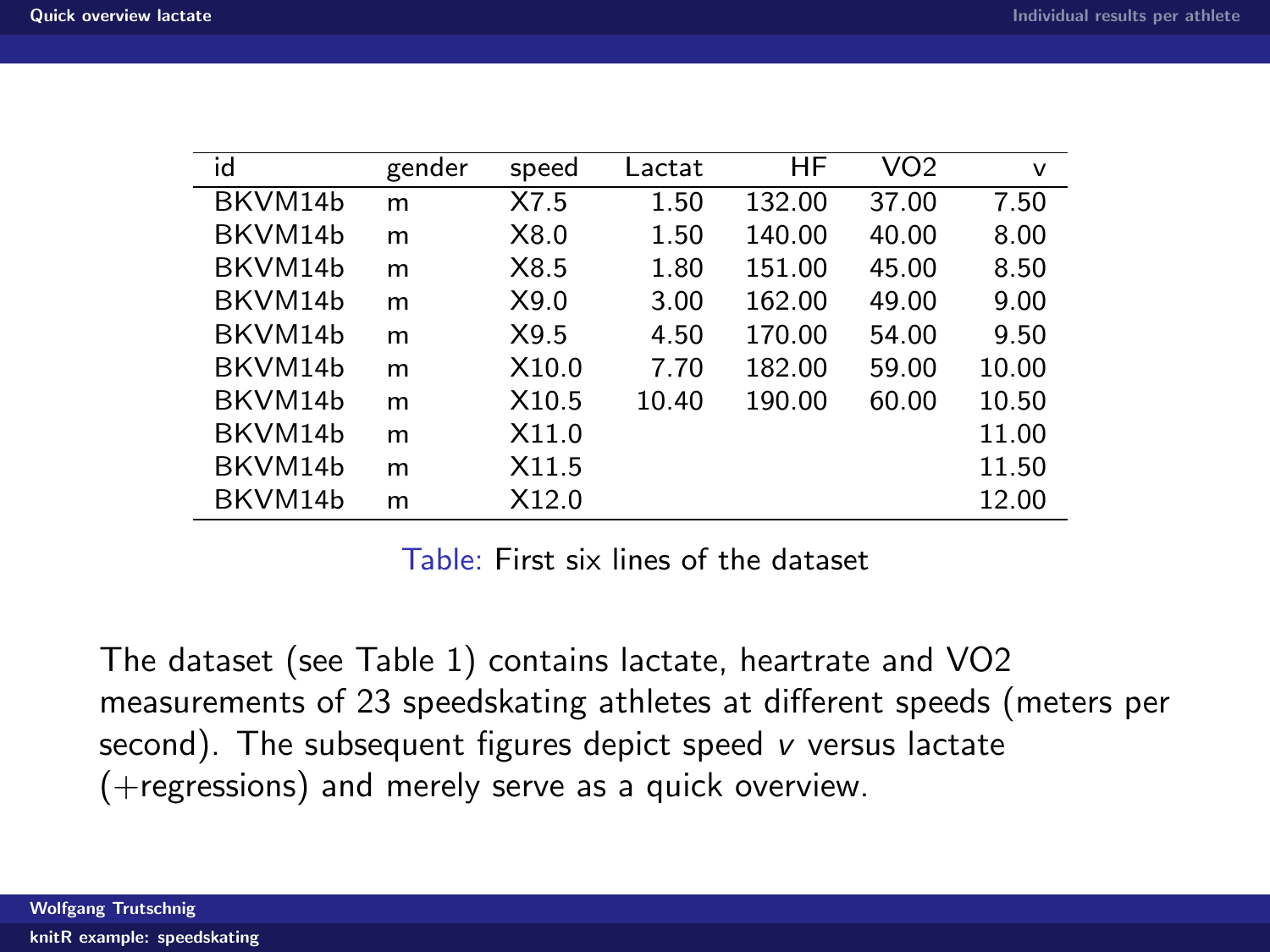| id | gender | speed | Lactat | HF | VO2 | v |
|---|---|---|---|---|---|---|
| BKVM14b | m | X7.5 | 1.50 | 132.00 | 37.00 | 7.50 |
| BKVM14b | m | X8.0 | 1.50 | 140.00 | 40.00 | 8.00 |
| BKVM14b | m | X8.5 | 1.80 | 151.00 | 45.00 | 8.50 |
| BKVM14b | m | X9.0 | 3.00 | 162.00 | 49.00 | 9.00 |
| BKVM14b | m | X9.5 | 4.50 | 170.00 | 54.00 | 9.50 |
| BKVM14b | m | X10.0 | 7.70 | 182.00 | 59.00 | 10.00 |
| BKVM14b | m | X10.5 | 10.40 | 190.00 | 60.00 | 10.50 |
| BKVM14b | m | X11.0 | | | | 11.00 |
| BKVM14b | m | X11.5 | | | | 11.50 |
| BKVM14b | m | X12.0 | | | | 12.00 |

Table: First six lines of the dataset

The dataset (see Table 1) contains lactate, heartrate and VO2 measurements of 23 speedskating athletes at different speeds (meters per second). The subsequent figures depict speed $v$ versus lactate (+regressions) and merely serve as a quick overview.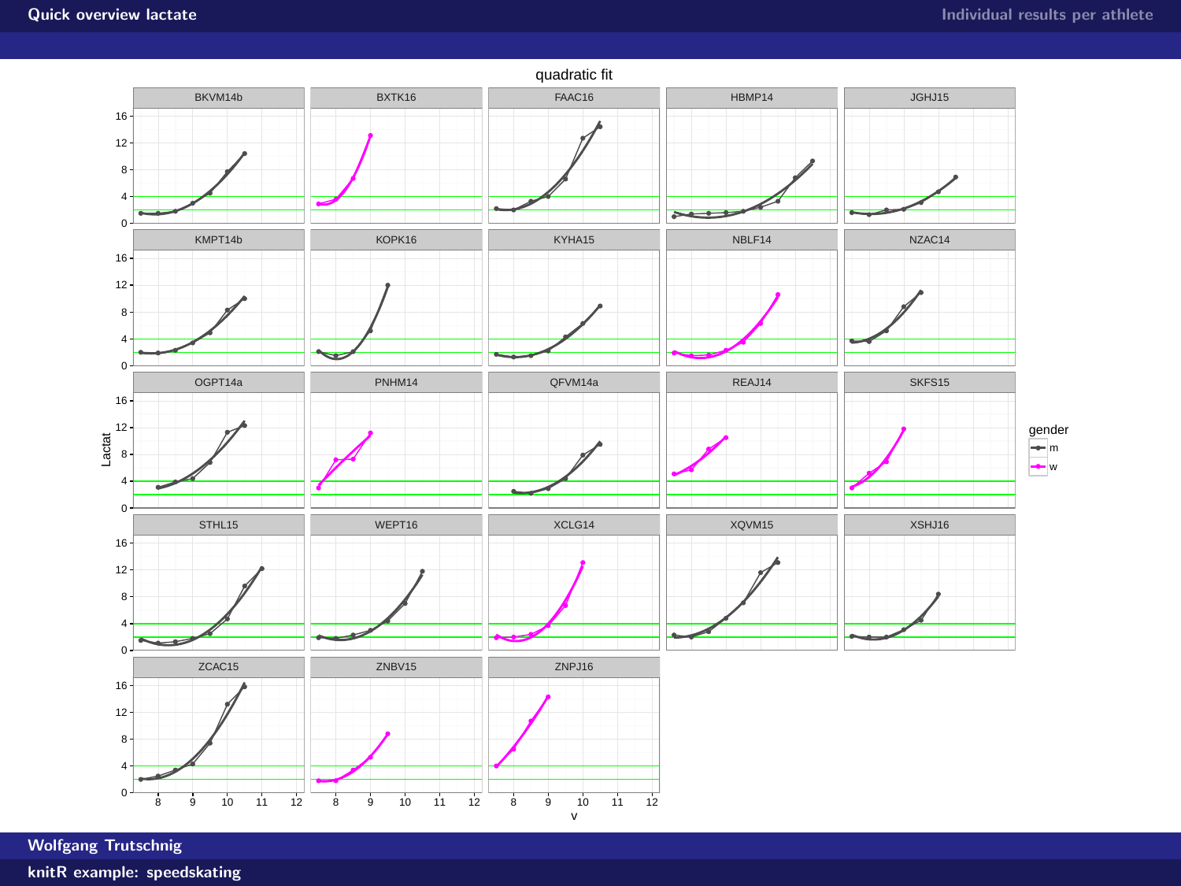# Quick overview lactate

Individual results per athlete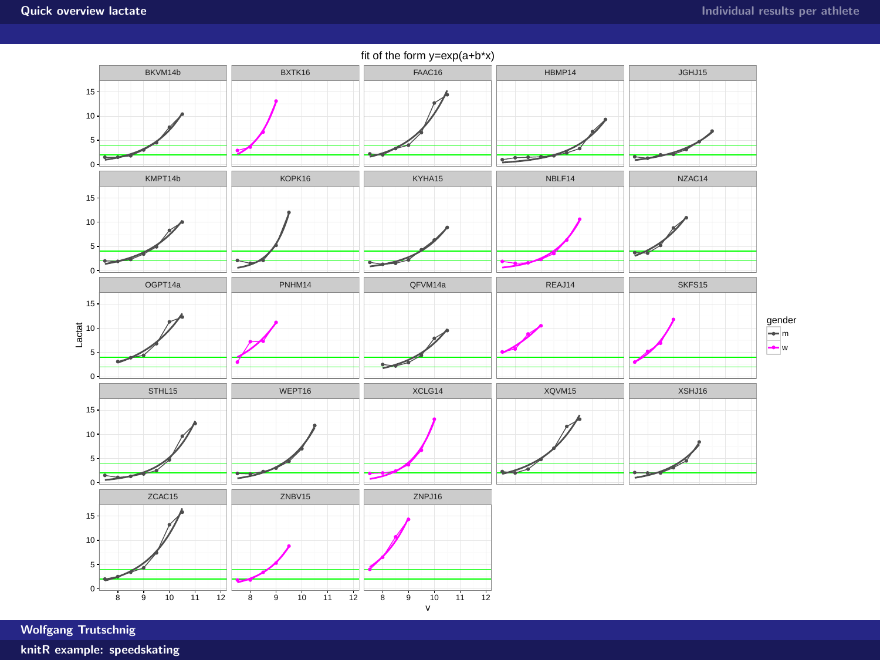# Quick overview lactate

fit of the form y=exp(a+b*x)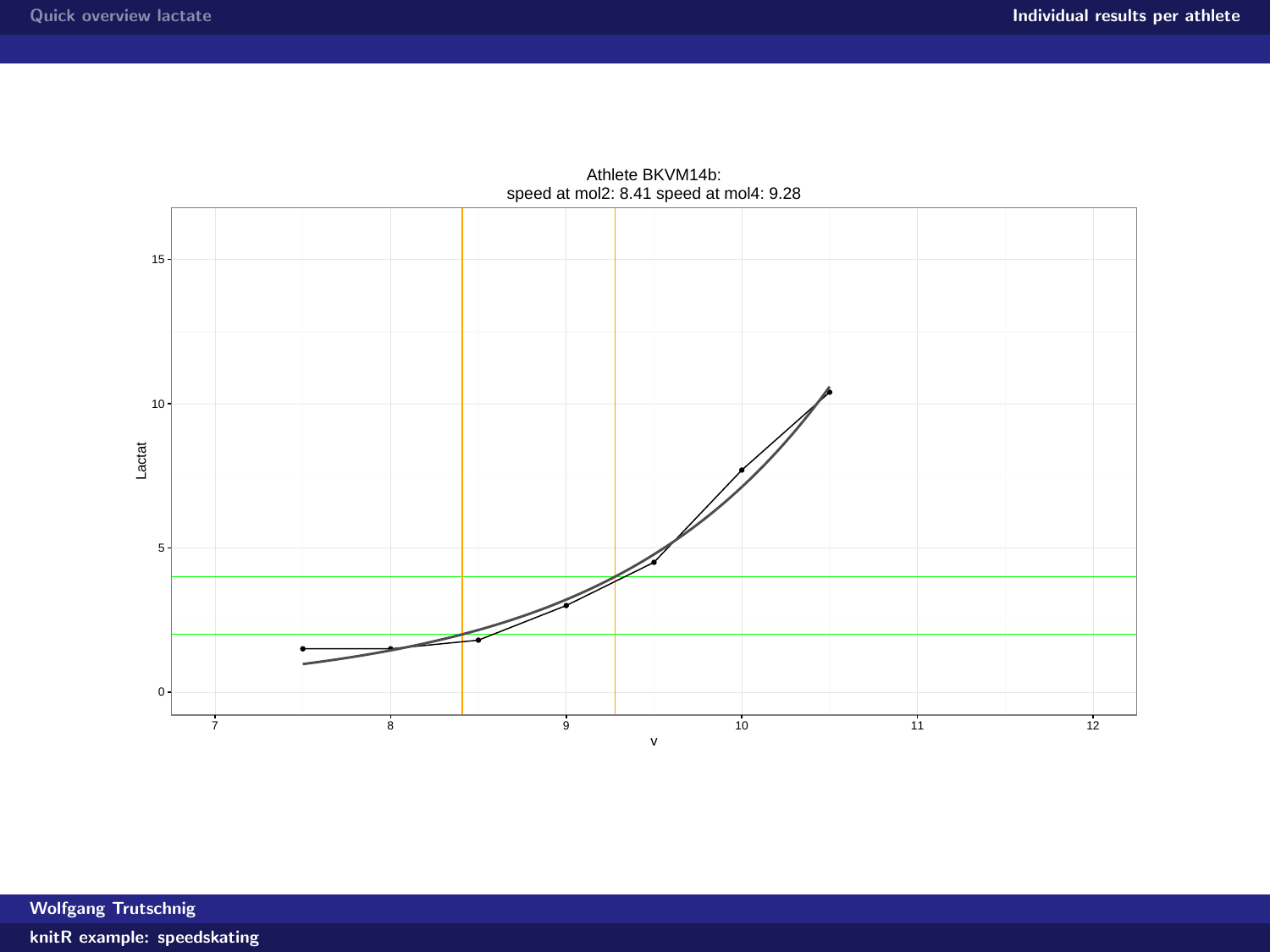Athlete BKVM14b:
speed at mol2: 8.41 speed at mol4: 9.28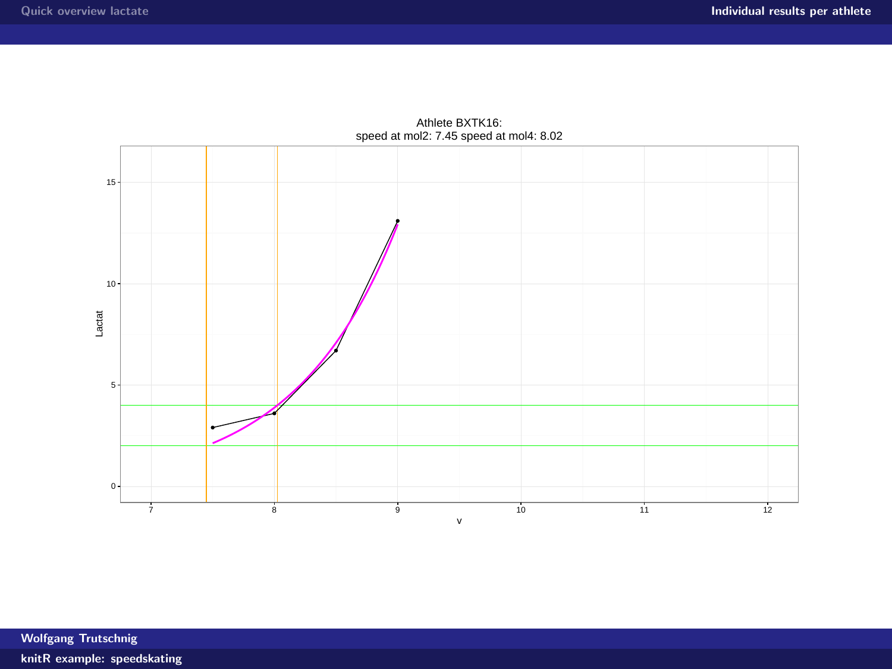Athlete BXTK16:
speed at mol2: 7.45 speed at mol4: 8.02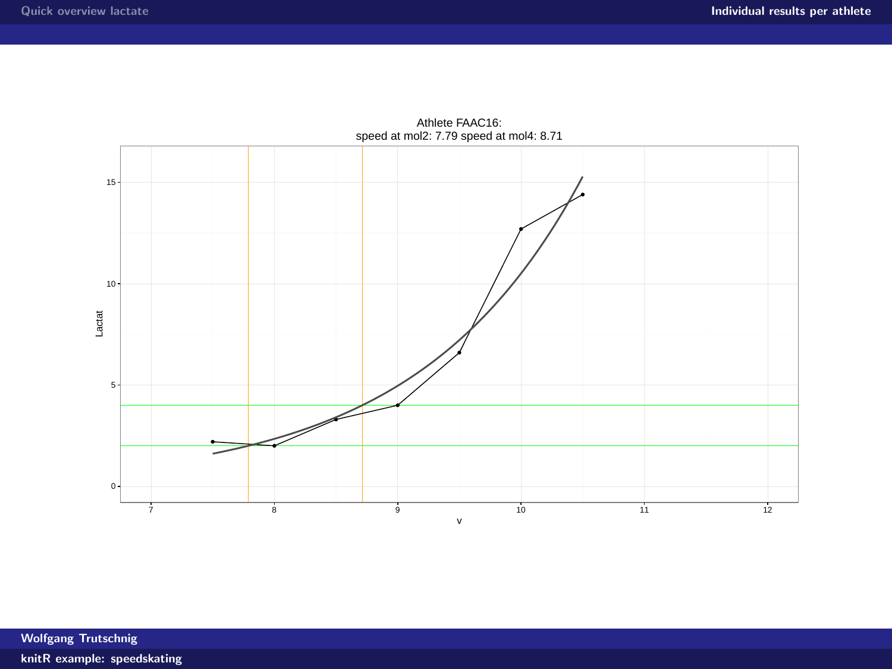Athlete FAAC16:
speed at mol2: 7.79 speed at mol4: 8.71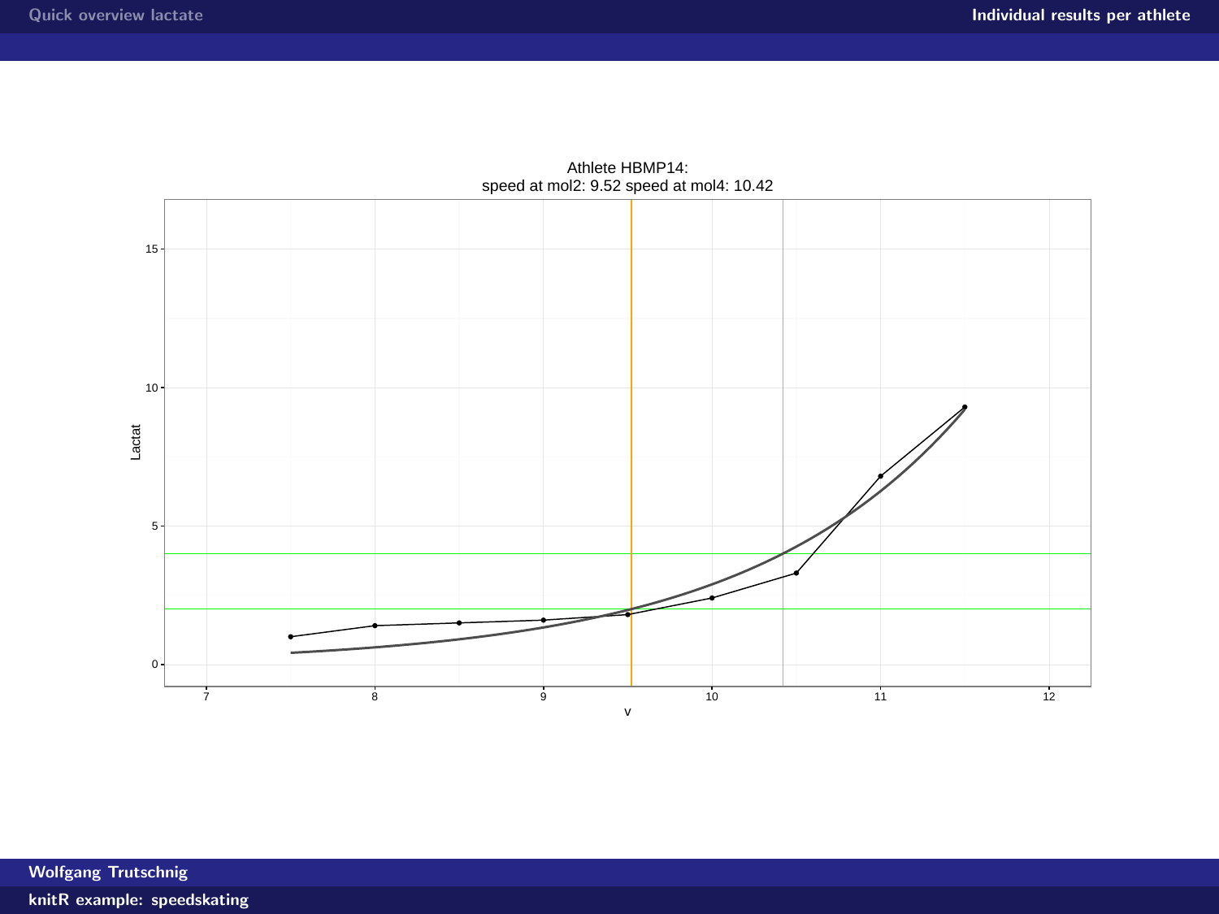Athlete HBMP14:
speed at mol2: 9.52 speed at mol4: 10.42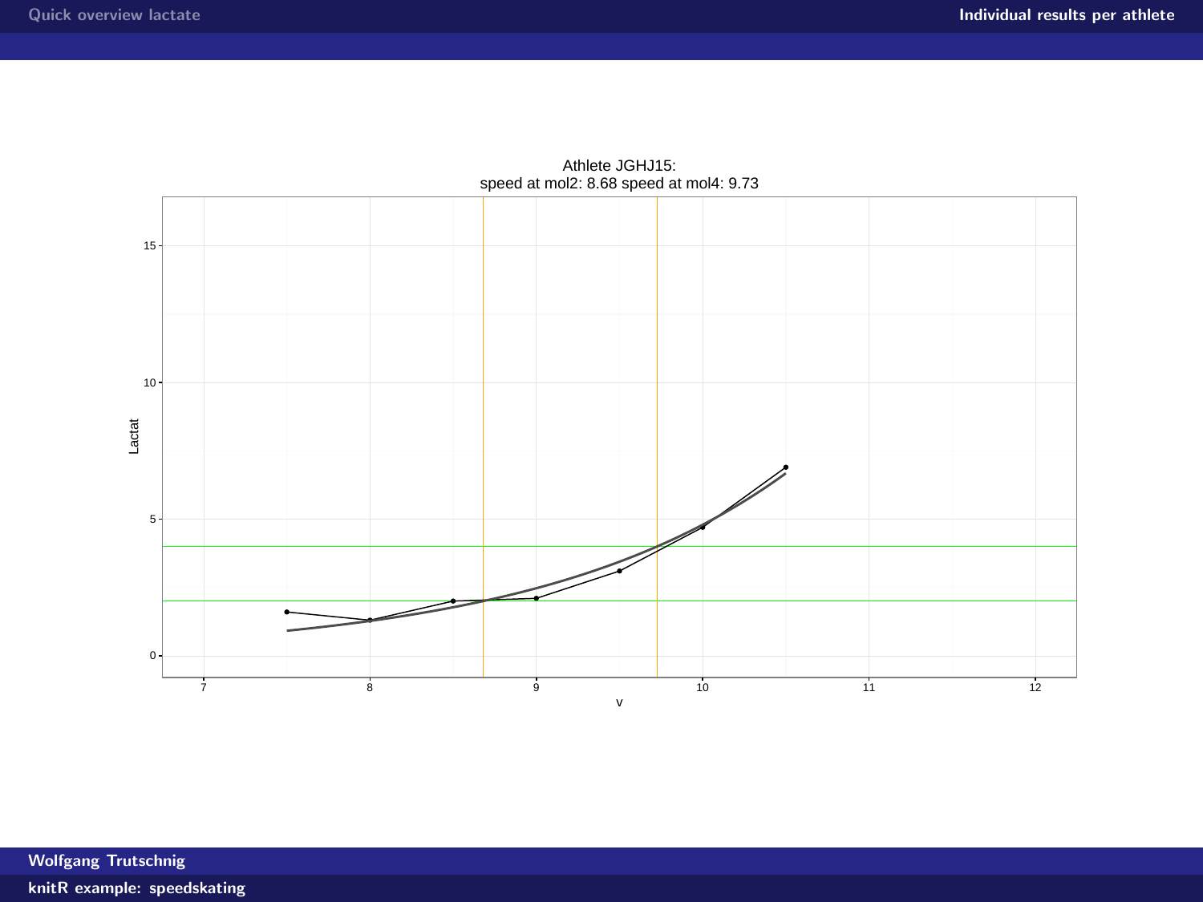Athlete JGHJ15:
speed at mol2: 8.68 speed at mol4: 9.73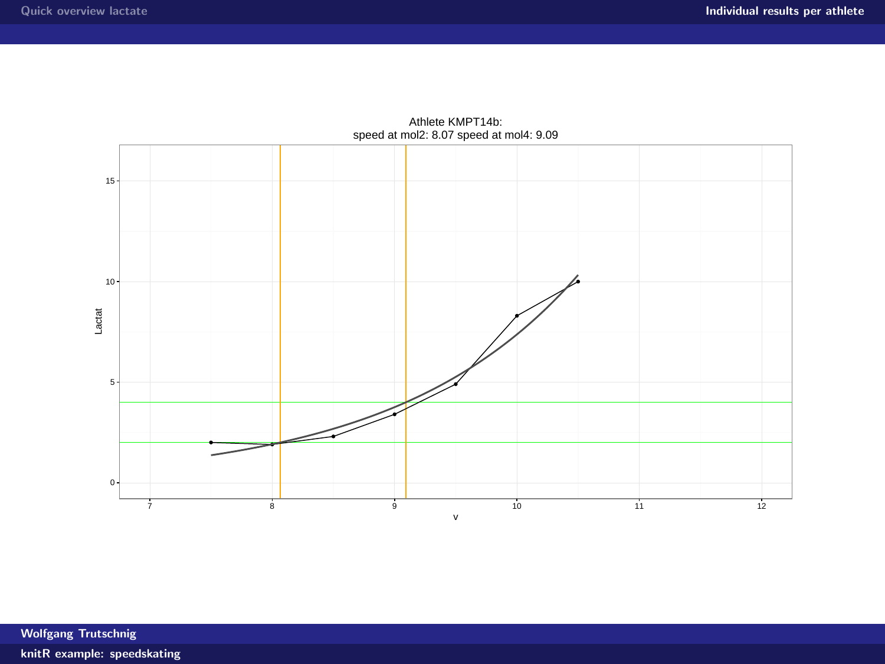Athlete KMPT14b:
speed at mol2: 8.07 speed at mol4: 9.09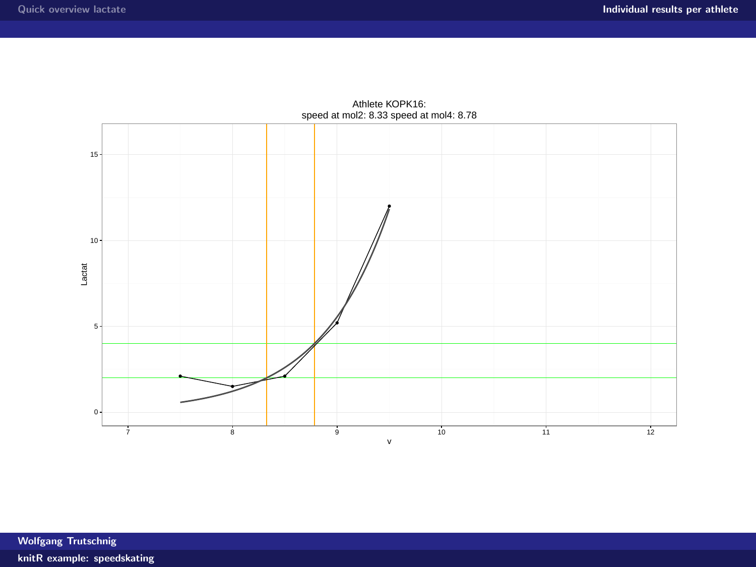Athlete KOPK16:
speed at mol2: 8.33 speed at mol4: 8.78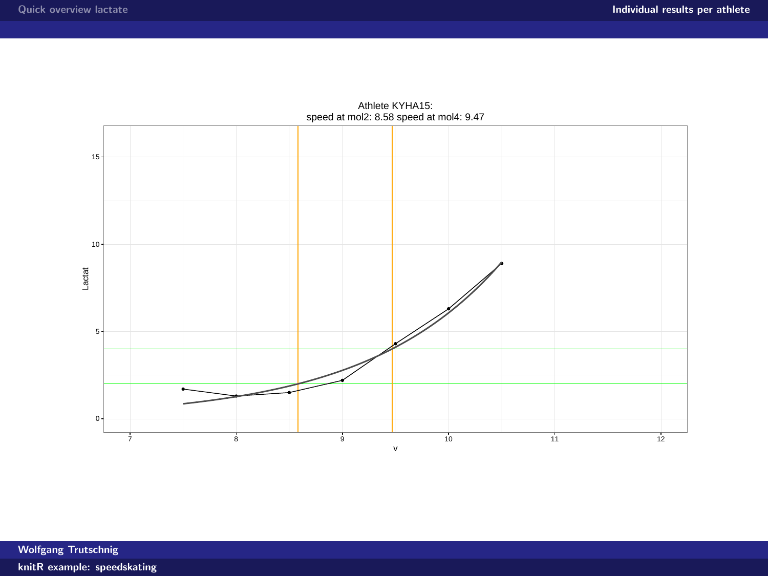Athlete KYHA15:
speed at mol2: 8.58 speed at mol4: 9.47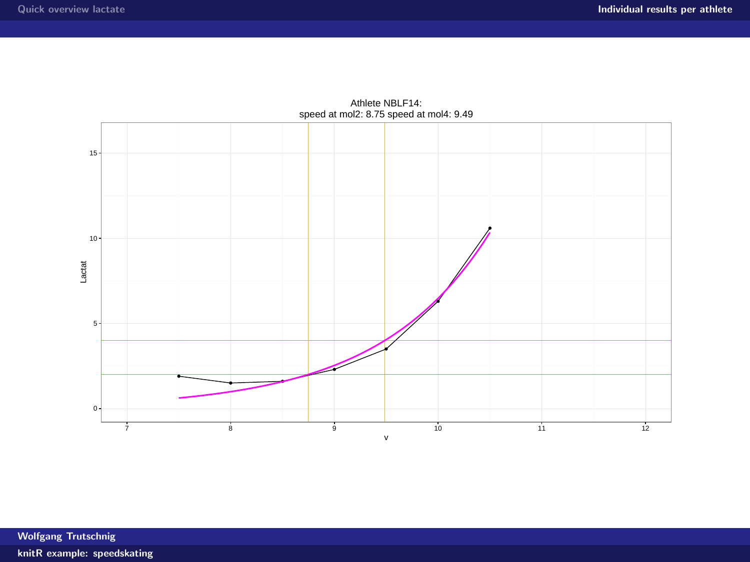Athlete NBLF14:
speed at mol2: 8.75 speed at mol4: 9.49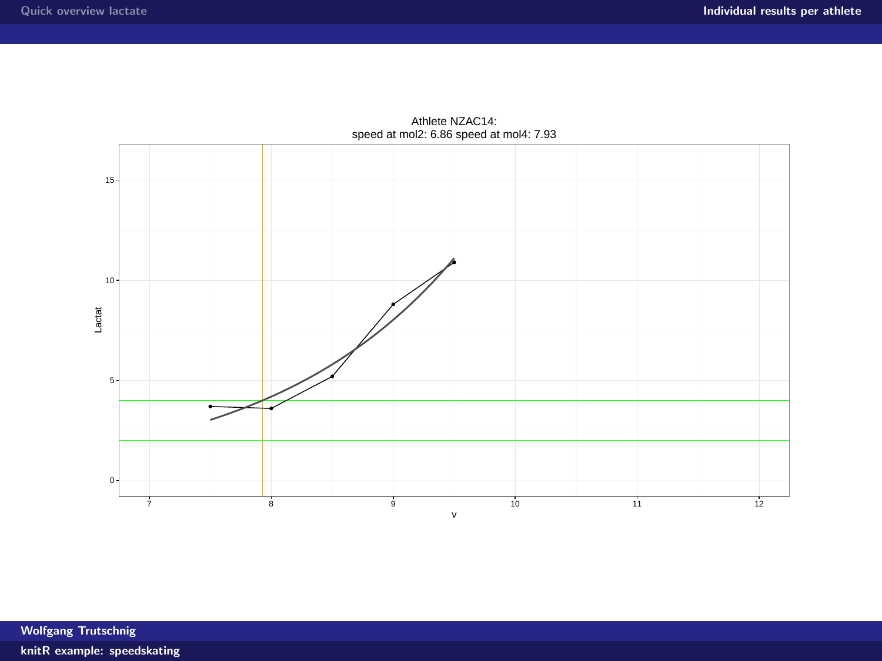Athlete NZAC14:
speed at mol2: 6.86 speed at mol4: 7.93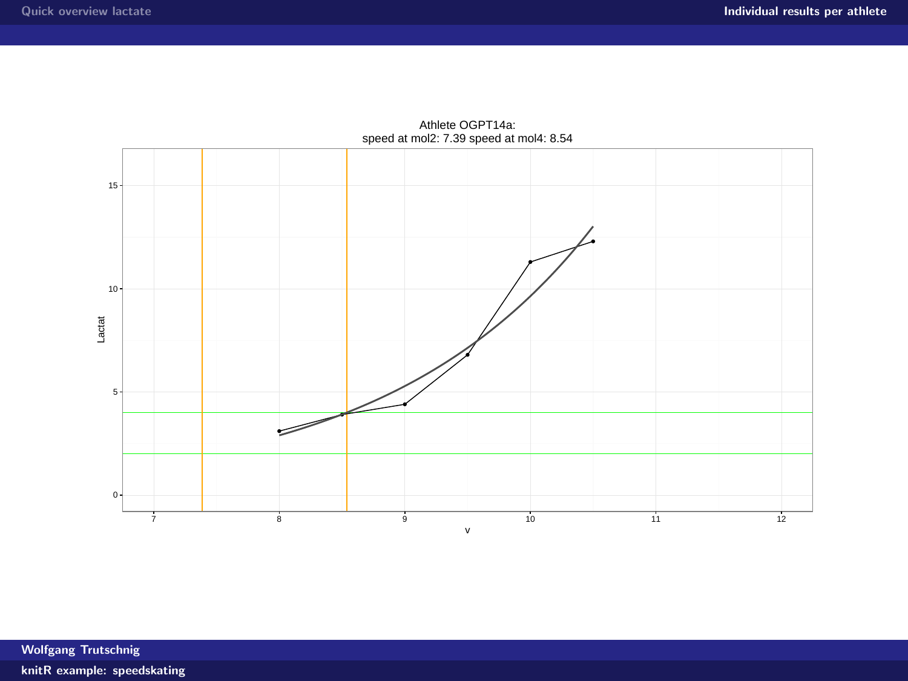Athlete OGPT14a:
speed at mol2: 7.39 speed at mol4: 8.54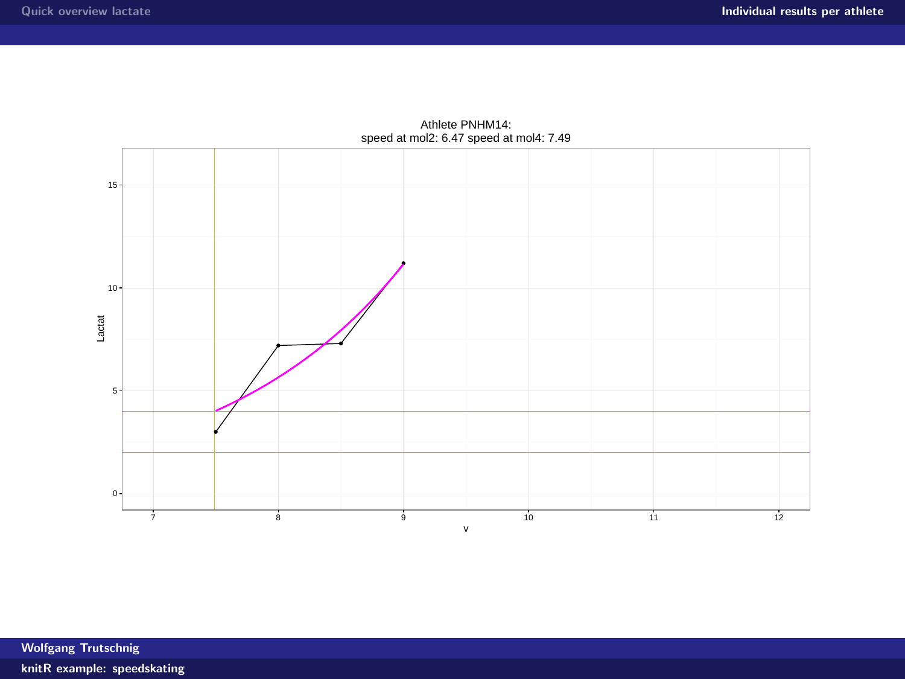Athlete PNHM14:
speed at mol2: 6.47 speed at mol4: 7.49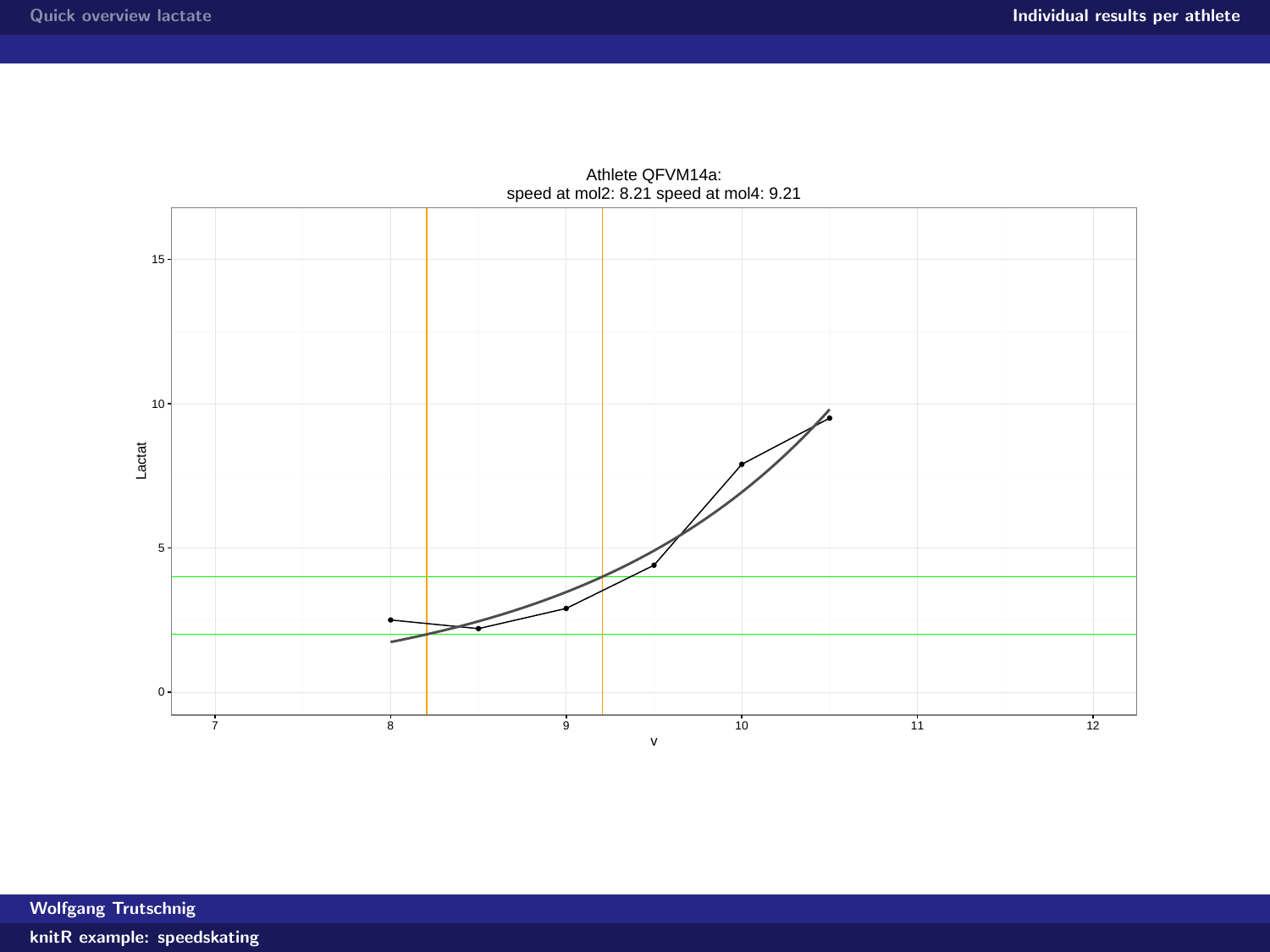Athlete QFVM14a:
speed at mol2: 8.21 speed at mol4: 9.21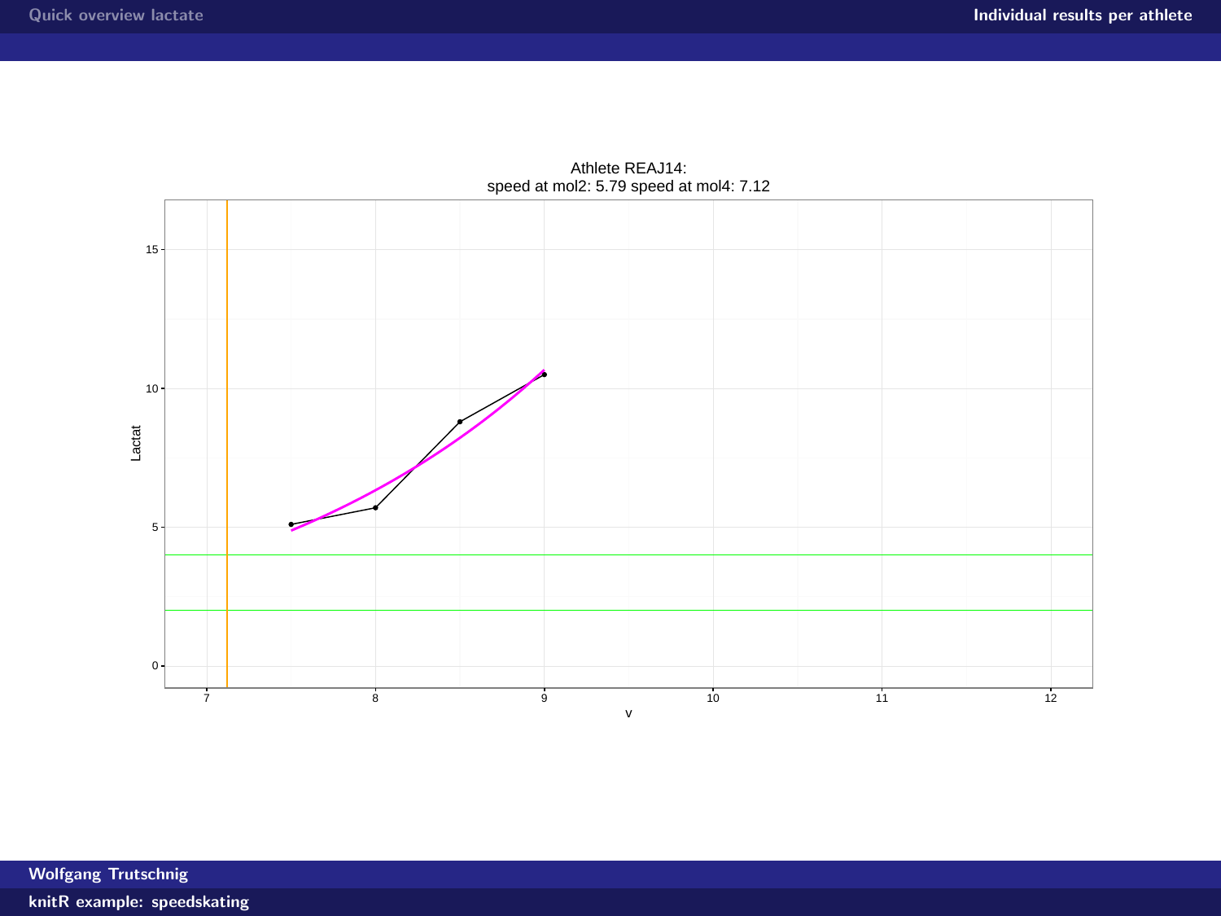Athlete REAJ14:
speed at mol2: 5.79 speed at mol4: 7.12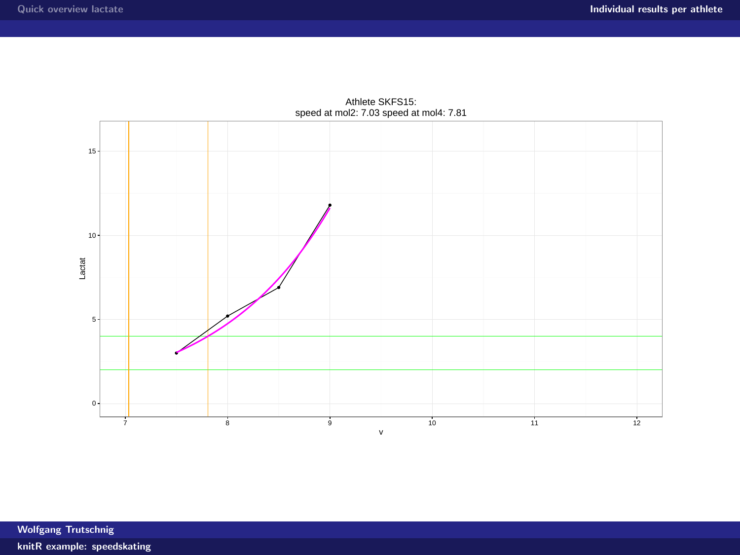Athlete SKFS15:
speed at mol2: 7.03 speed at mol4: 7.81

Lactat

v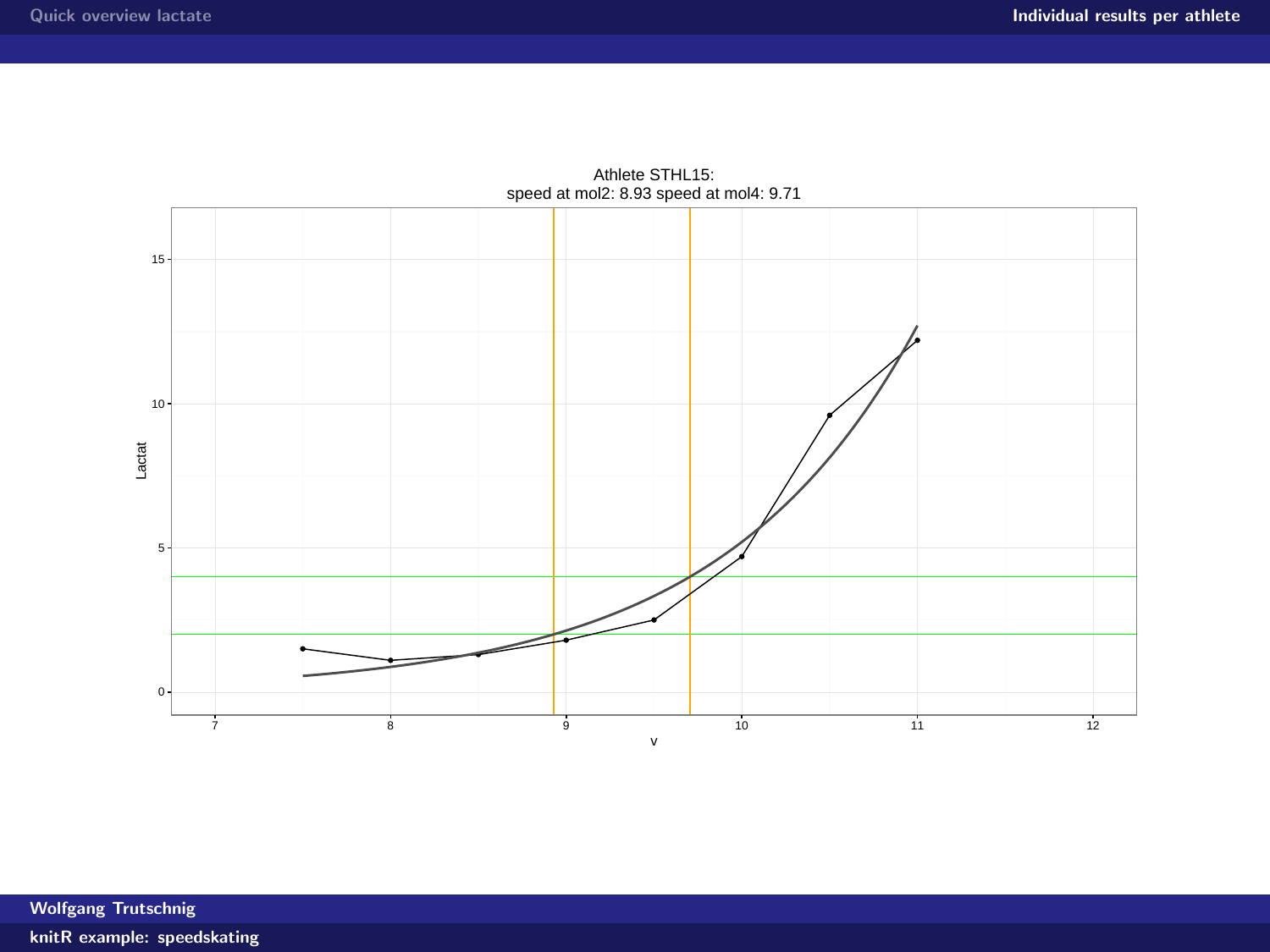Athlete STHL15:
speed at mol2: 8.93 speed at mol4: 9.71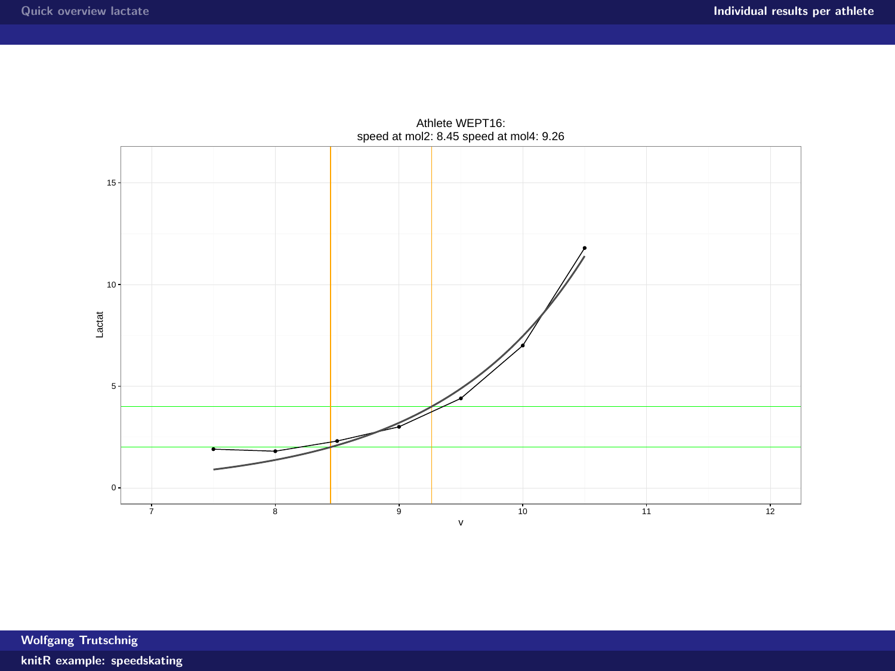Athlete WEPT16:
speed at mol2: 8.45 speed at mol4: 9.26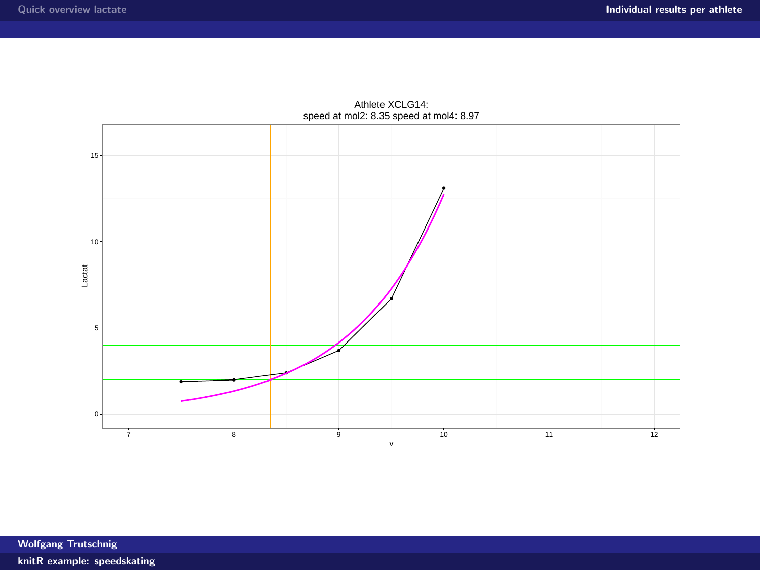Athlete XCLG14:
speed at mol2: 8.35 speed at mol4: 8.97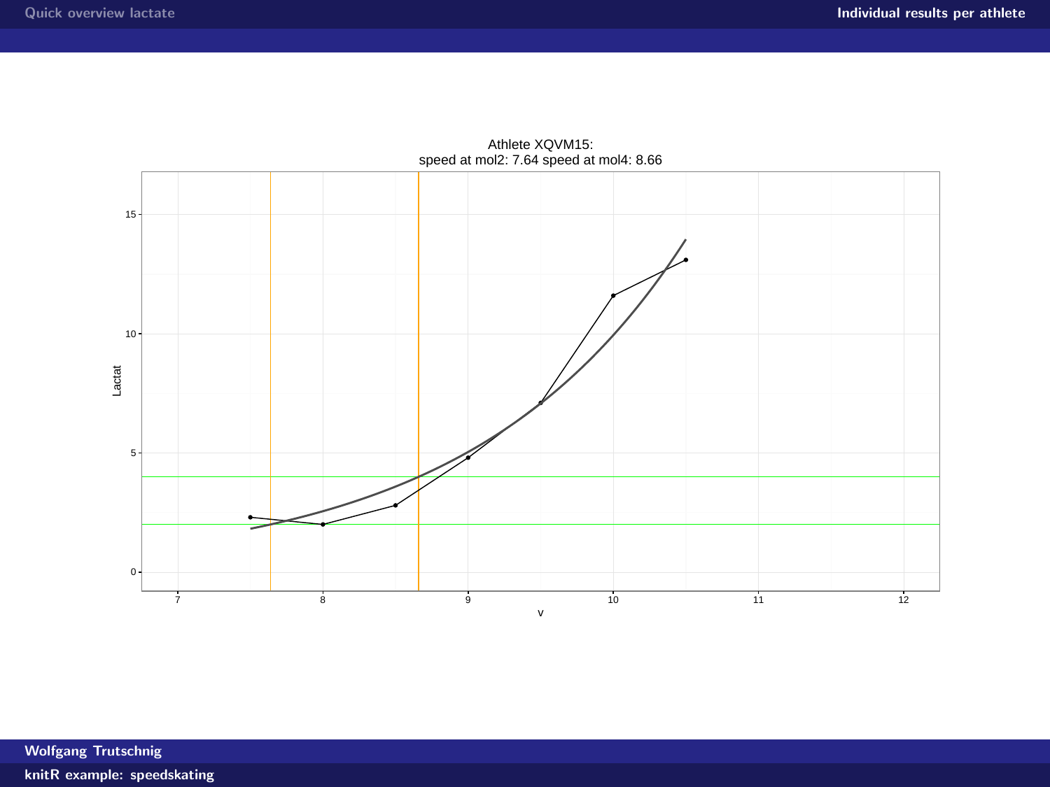Athlete XQVM15:
speed at mol2: 7.64 speed at mol4: 8.66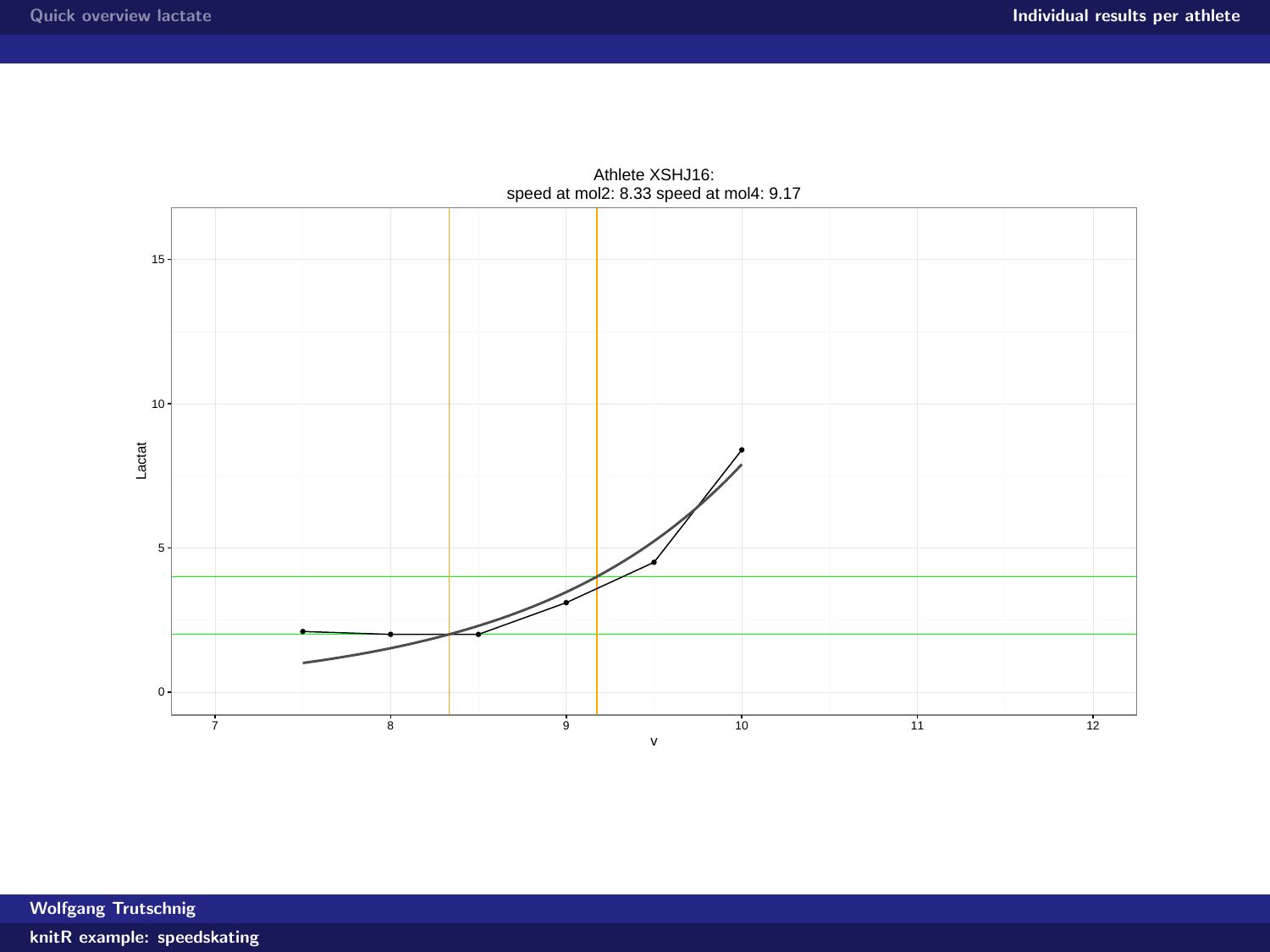Athlete XSHJ16:
speed at mol2: 8.33 speed at mol4: 9.17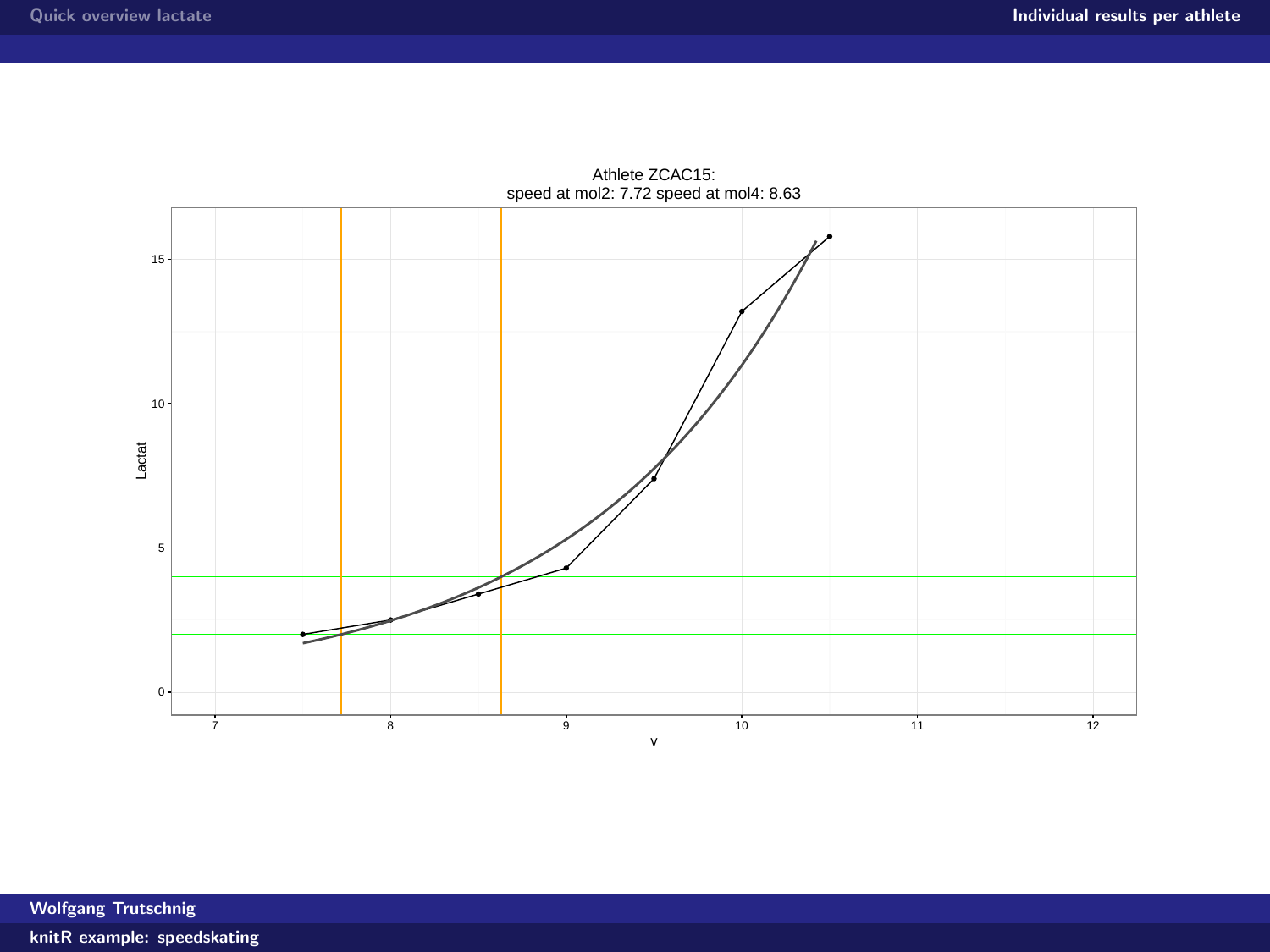Athlete ZCAC15:
speed at mol2: 7.72 speed at mol4: 8.63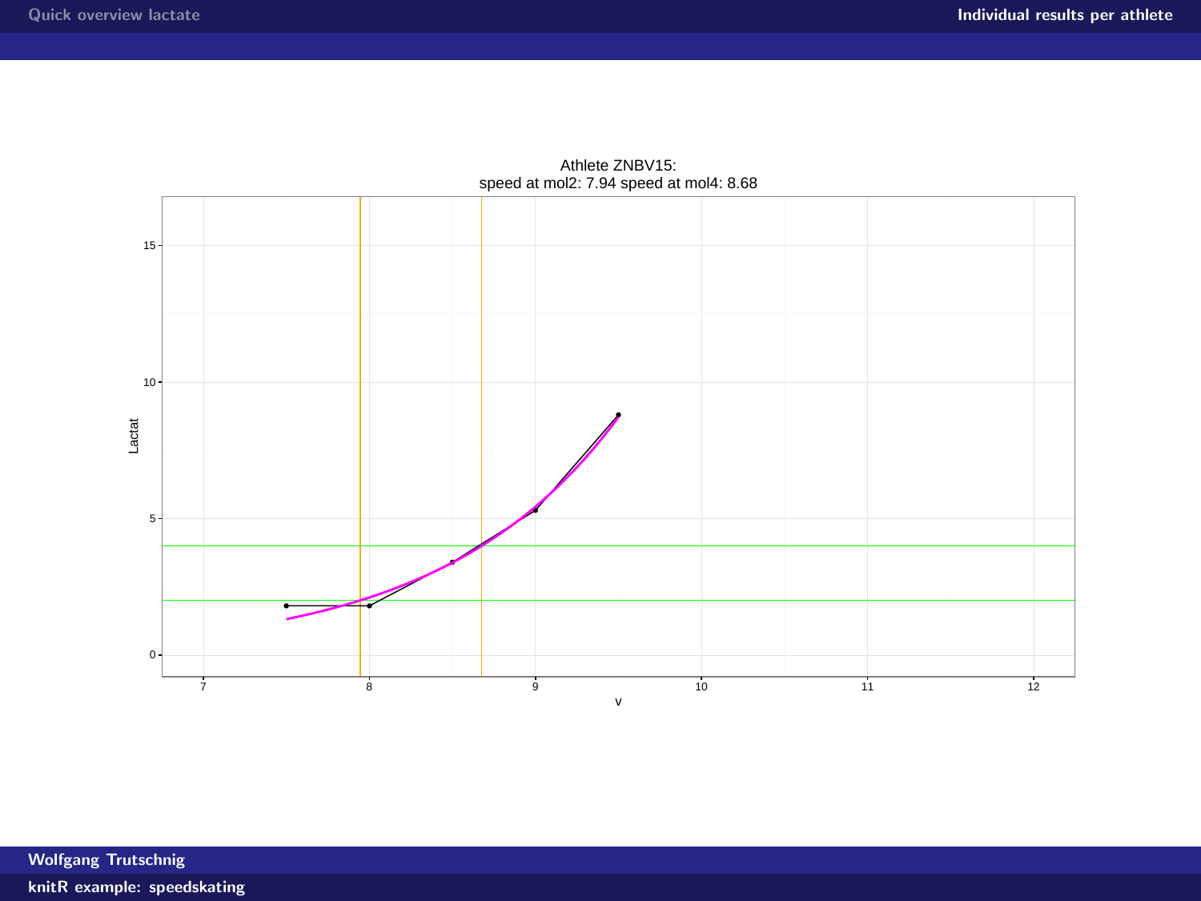Athlete ZNBV15:
speed at mol2: 7.94 speed at mol4: 8.68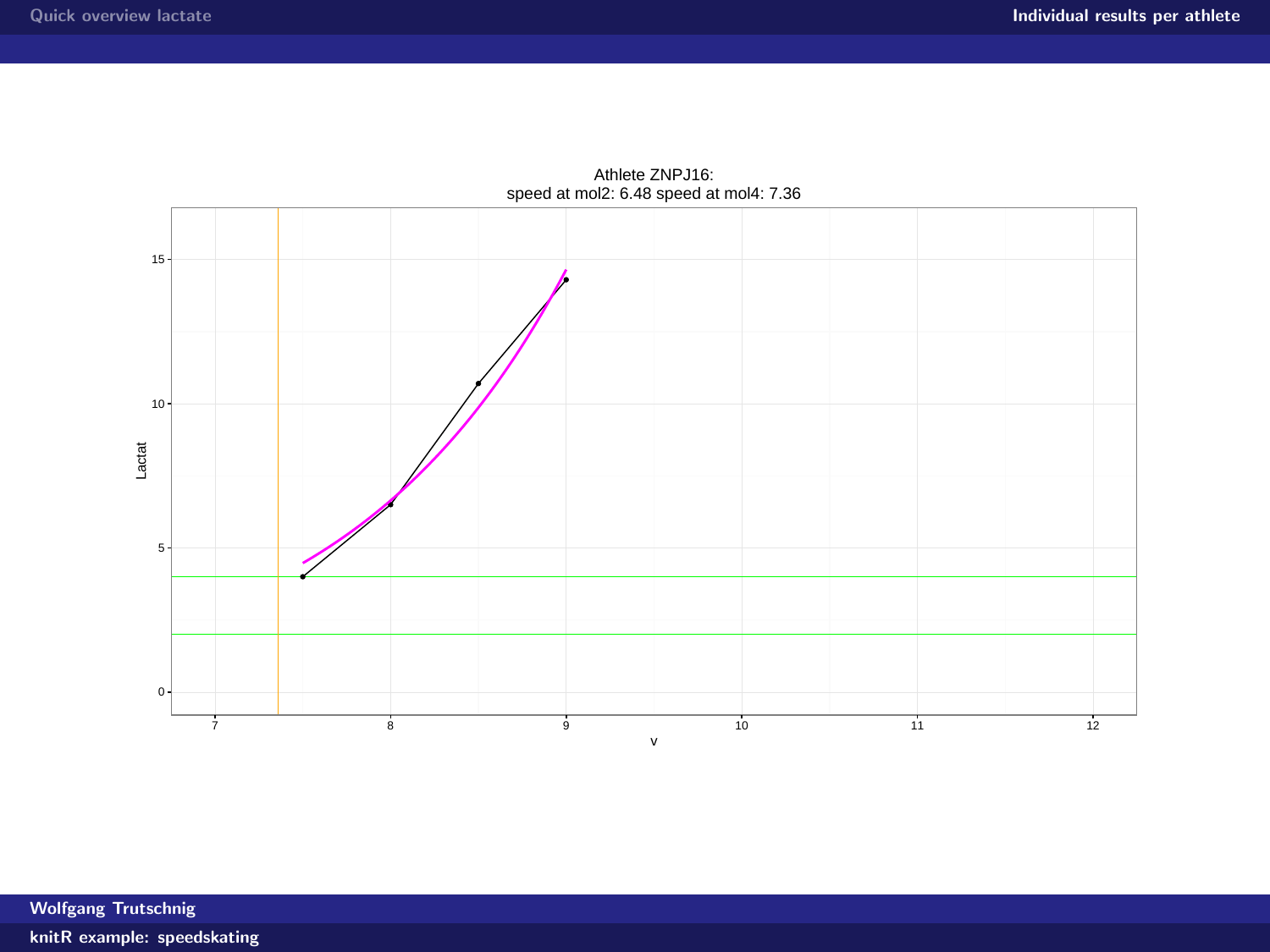Athlete ZNPJ16:
speed at mol2: 6.48 speed at mol4: 7.36

Lactat

15

10

5

0

7 8 9 10 11 12

v